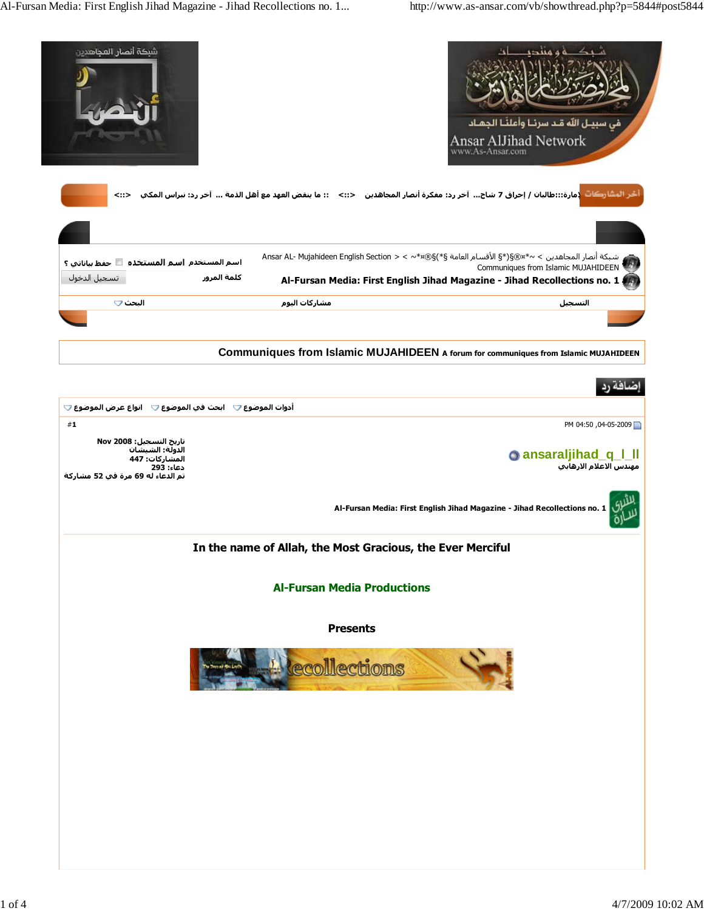شبكة أنصار المجاهدين

شبكة و منتديات أنصار المجاهدين

في سبيل الله قد سرنا وأعلنا الجهاد

Ansar AlJihad Network
www.As-Ansar.com

آخر المشاركات إمارة:::طالبان / إحراق 7 شاح... آخر رد: مفكرة أنصار المجاهدين <::> :: ما ينقض العهد مع أهل الذمة ... آخر رد: نبراس المكي <::>

شبكة أنصار المجاهدين > ~*¤®§(*§ الأقسام العامة §*)§®¤*~ > Ansar AL- Mujahideen English Section >
Communiques from Islamic MUJAHIDEEN

**Al-Fursan Media: First English Jihad Magazine - Jihad Recollections no. 1**

اسم المستخدم اسم المستخدم | حفظ بياناتي ؟
كلمة المرور | تسجيل الدخول

التسجيل | مشاركات اليوم | البحث

**Communiques from Islamic MUJAHIDEEN** A forum for communiques from Islamic MUJAHIDEEN

إضافة رد

أدوات الموضوع | ابحث في الموضوع | انواع عرض الموضوع

04-05-2009, 04:50 PM | #1

**ansaraljihad_q_l_ll**
مهندس الاعلام الارهابي

تاريخ التسجيل: Nov 2008
الدولة: الشيشان
المشاركات: 447
دعاء: 293
تم الدعاء له 69 مرة في 52 مشاركة

**Al-Fursan Media: First English Jihad Magazine - Jihad Recollections no. 1**

**In the name of Allah, the Most Gracious, the Ever Merciful**

**Al-Fursan Media Productions**

**Presents**

Recollections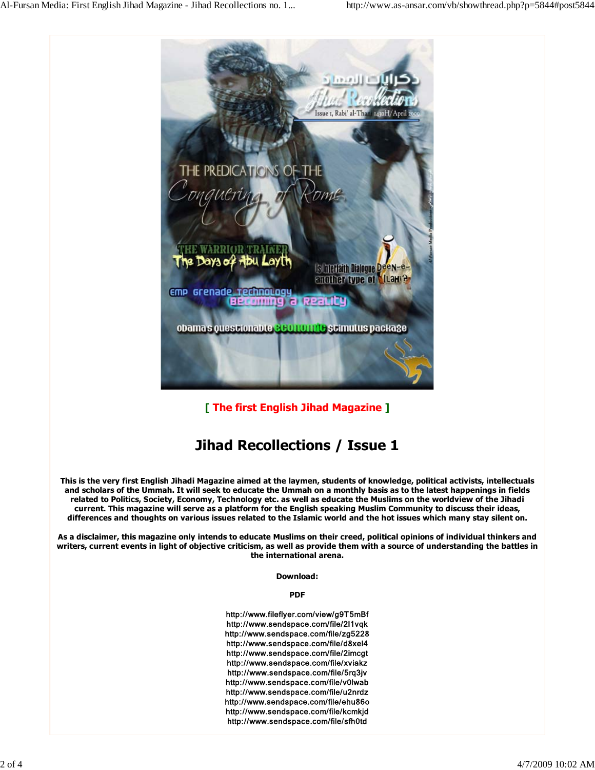[ The first English Jihad Magazine ]

# Jihad Recollections / Issue 1

**This is the very first English Jihadi Magazine aimed at the laymen, students of knowledge, political activists, intellectuals and scholars of the Ummah. It will seek to educate the Ummah on a monthly basis as to the latest happenings in fields related to Politics, Society, Economy, Technology etc. as well as educate the Muslims on the worldview of the Jihadi current. This magazine will serve as a platform for the English speaking Muslim Community to discuss their ideas, differences and thoughts on various issues related to the Islamic world and the hot issues which many stay silent on.**

**As a disclaimer, this magazine only intends to educate Muslims on their creed, political opinions of individual thinkers and writers, current events in light of objective criticism, as well as provide them with a source of understanding the battles in the international arena.**

**Download:**

**PDF**

http://www.fileflyer.com/view/g9T5mBf
http://www.sendspace.com/file/2l1vqk
http://www.sendspace.com/file/zg5228
http://www.sendspace.com/file/d8xel4
http://www.sendspace.com/file/2imcgt
http://www.sendspace.com/file/xviakz
http://www.sendspace.com/file/5rq3jv
http://www.sendspace.com/file/v0lwab
http://www.sendspace.com/file/u2nrdz
http://www.sendspace.com/file/ehu86o
http://www.sendspace.com/file/kcmkjd
http://www.sendspace.com/file/sfh0td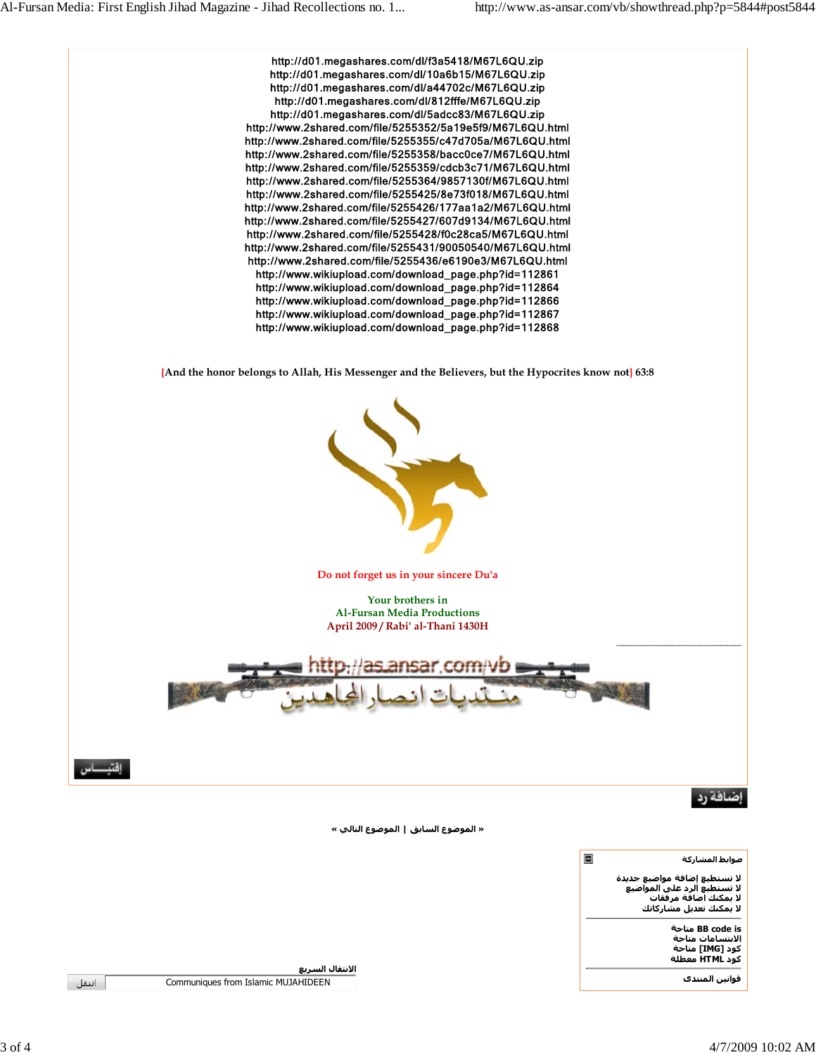http://d01.megashares.com/dl/f3a5418/M67L6QU.zip
http://d01.megashares.com/dl/10a6b15/M67L6QU.zip
http://d01.megashares.com/dl/a44702c/M67L6QU.zip
http://d01.megashares.com/dl/812fffe/M67L6QU.zip
http://d01.megashares.com/dl/5adcc83/M67L6QU.zip
http://www.2shared.com/file/5255352/5a19e5f9/M67L6QU.html
http://www.2shared.com/file/5255355/c47d705a/M67L6QU.html
http://www.2shared.com/file/5255358/bacc0ce7/M67L6QU.html
http://www.2shared.com/file/5255359/cdcb3c71/M67L6QU.html
http://www.2shared.com/file/5255364/9857130f/M67L6QU.html
http://www.2shared.com/file/5255425/8e73f018/M67L6QU.html
http://www.2shared.com/file/5255426/177aa1a2/M67L6QU.html
http://www.2shared.com/file/5255427/607d9134/M67L6QU.html
http://www.2shared.com/file/5255428/f0c28ca5/M67L6QU.html
http://www.2shared.com/file/5255431/90050540/M67L6QU.html
http://www.2shared.com/file/5255436/e6190e3/M67L6QU.html
http://www.wikiupload.com/download_page.php?id=112861
http://www.wikiupload.com/download_page.php?id=112864
http://www.wikiupload.com/download_page.php?id=112866
http://www.wikiupload.com/download_page.php?id=112867
http://www.wikiupload.com/download_page.php?id=112868

{And the honor belongs to Allah, His Messenger and the Believers, but the Hypocrites know not} 63:8

Do not forget us in your sincere Du'a

Your brothers in
Al-Fursan Media Productions
April 2009 / Rabi' al-Thani 1430H

اقتباس

إضافة رد

« الموضوع السابق | الموضوع التالي »

ضوابط المشاركة

لا تستطيع إضافة مواضيع جديدة
لا تستطيع الرد على المواضيع
لا يمكنك اضافة مرفقات
لا يمكنك تعديل مشاركاتك

BB code is متاحة
الابتسامات متاحة
كود [IMG] متاحة
كود HTML معطلة

قوانين المنتدى

الانتقال السريع

Communiques from Islamic MUJAHIDEEN | انتقل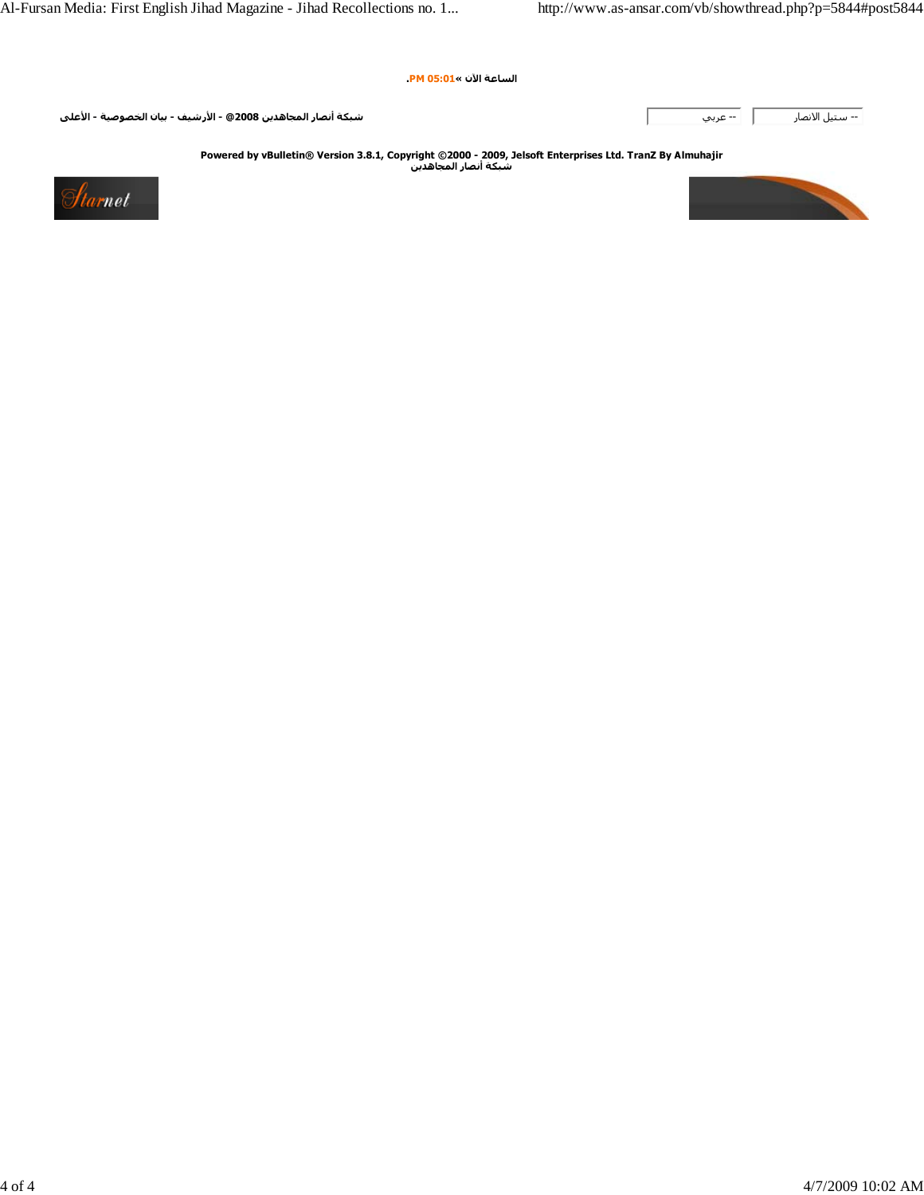الساعة الآن »05:01 PM.

شبكة أنصار المجاهدين 2008@ - الأرشيف - بيان الخصوصية - الأعلى

-- عربي

-- ستيل الانصار

Powered by vBulletin® Version 3.8.1, Copyright ©2000 - 2009, Jelsoft Enterprises Ltd. TranZ By Almuhajir
شبكة أنصار المجاهدين

Starnet